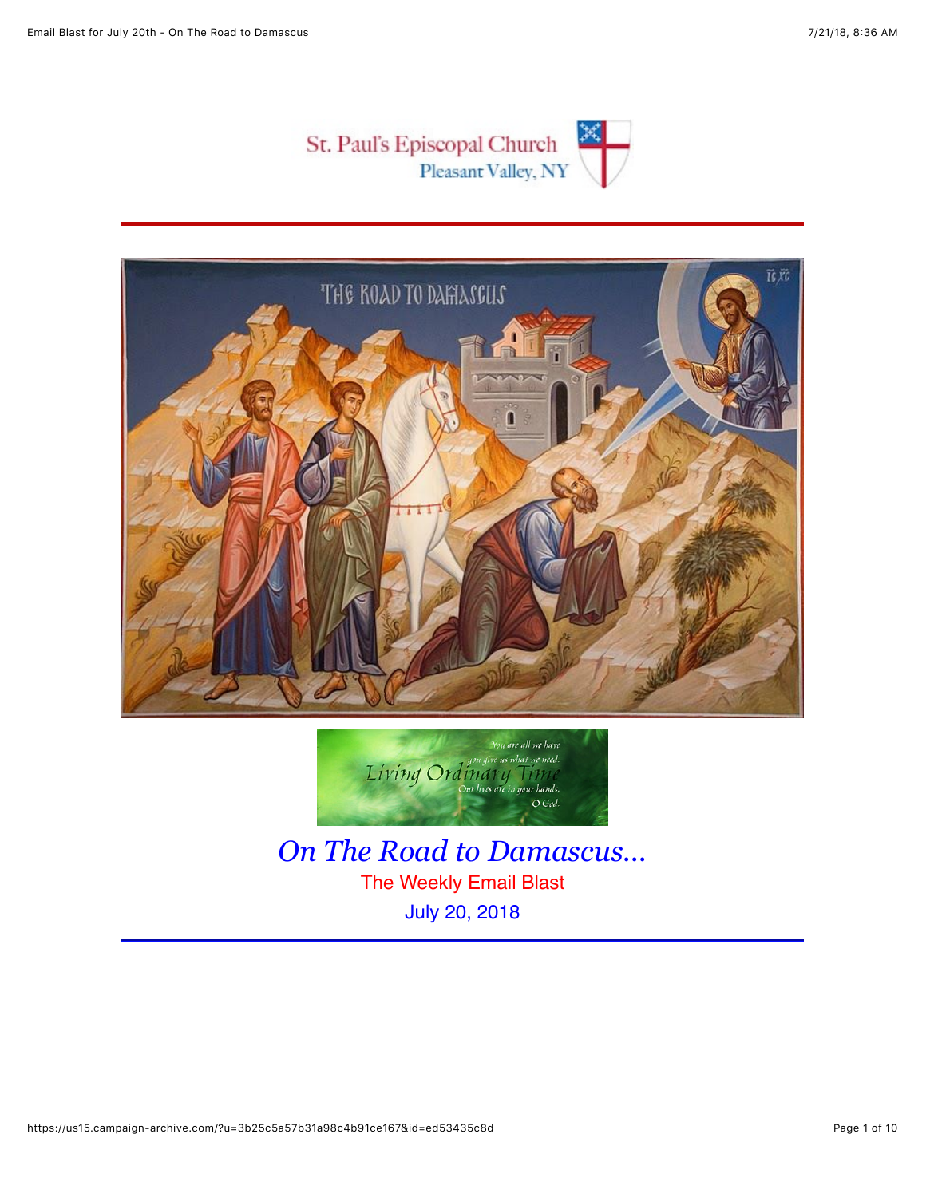St. Paul's Episcopal Church
Pleasant Valley, NY

# *On The Road to Damascus...*

The Weekly Email Blast

July 20, 2018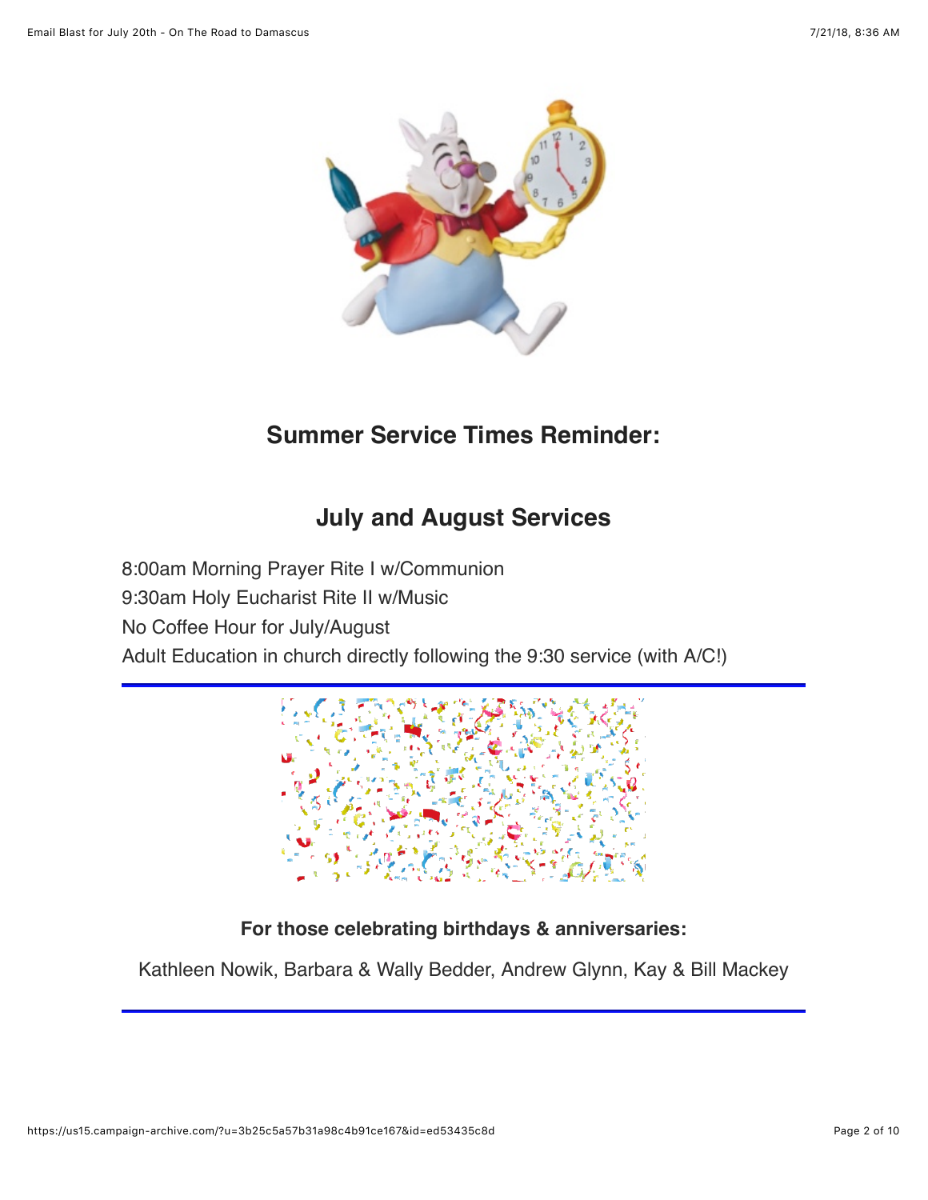## Summer Service Times Reminder:

## July and August Services

8:00am Morning Prayer Rite I w/Communion
9:30am Holy Eucharist Rite II w/Music
No Coffee Hour for July/August
Adult Education in church directly following the 9:30 service (with A/C!)

---

**For those celebrating birthdays & anniversaries:**

Kathleen Nowik, Barbara & Wally Bedder, Andrew Glynn, Kay & Bill Mackey

---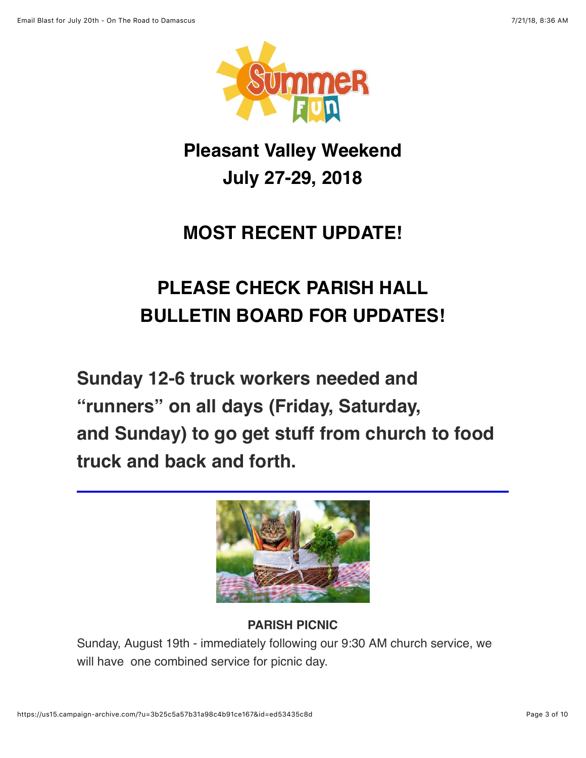## Pleasant Valley Weekend
## July 27-29, 2018

## MOST RECENT UPDATE!

## PLEASE CHECK PARISH HALL BULLETIN BOARD FOR UPDATES!

**Sunday 12-6 truck workers needed and "runners" on all days (Friday, Saturday, and Sunday) to go get stuff from church to food truck and back and forth.**

---

**PARISH PICNIC**

Sunday, August 19th - immediately following our 9:30 AM church service, we will have one combined service for picnic day.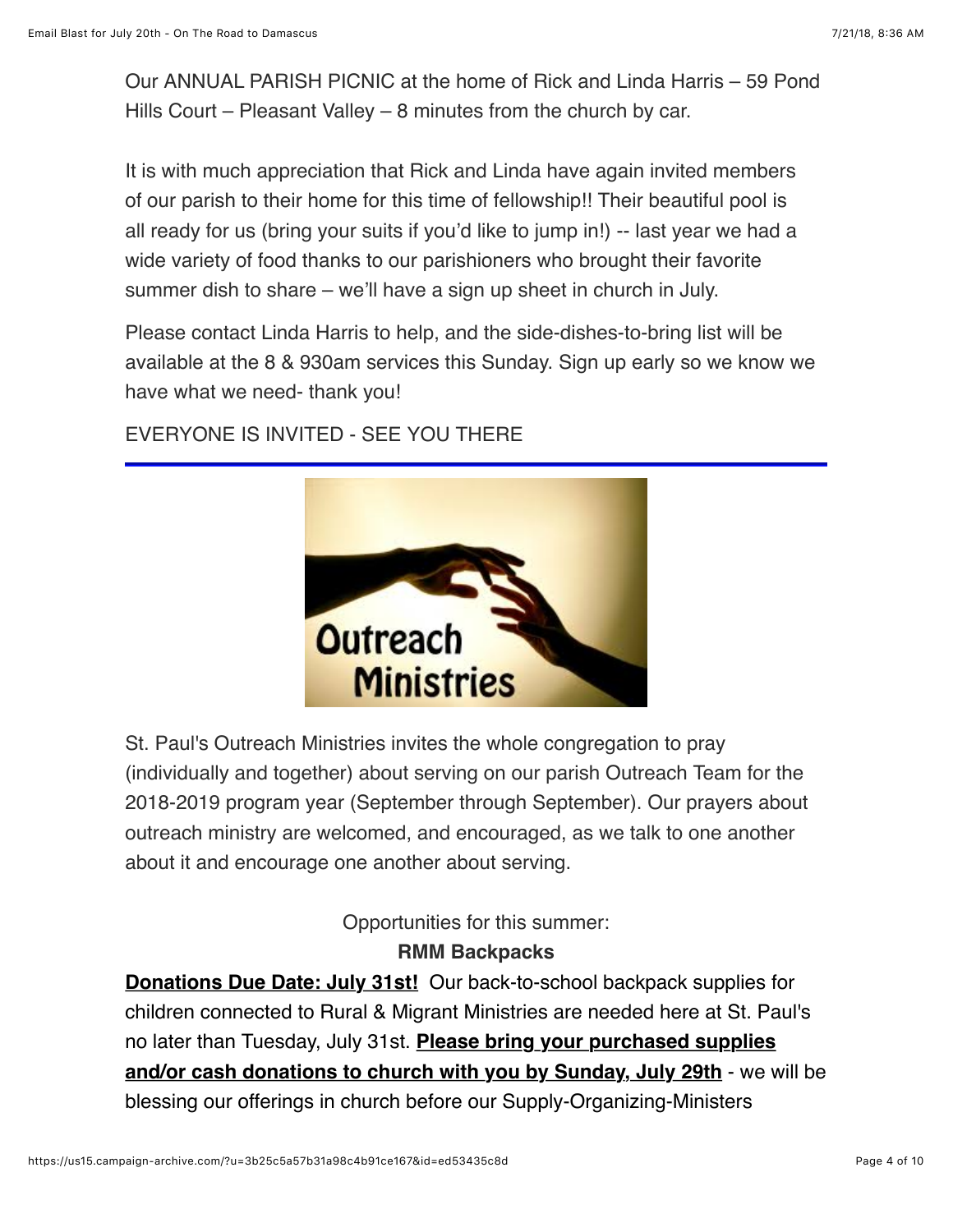Our ANNUAL PARISH PICNIC at the home of Rick and Linda Harris – 59 Pond Hills Court – Pleasant Valley – 8 minutes from the church by car.

It is with much appreciation that Rick and Linda have again invited members of our parish to their home for this time of fellowship!! Their beautiful pool is all ready for us (bring your suits if you'd like to jump in!) -- last year we had a wide variety of food thanks to our parishioners who brought their favorite summer dish to share – we'll have a sign up sheet in church in July.

Please contact Linda Harris to help, and the side-dishes-to-bring list will be available at the 8 & 930am services this Sunday. Sign up early so we know we have what we need- thank you!

EVERYONE IS INVITED - SEE YOU THERE

---

St. Paul's Outreach Ministries invites the whole congregation to pray (individually and together) about serving on our parish Outreach Team for the 2018-2019 program year (September through September). Our prayers about outreach ministry are welcomed, and encouraged, as we talk to one another about it and encourage one another about serving.

Opportunities for this summer:

**RMM Backpacks**

**Donations Due Date: July 31st!** Our back-to-school backpack supplies for children connected to Rural & Migrant Ministries are needed here at St. Paul's no later than Tuesday, July 31st. **Please bring your purchased supplies and/or cash donations to church with you by Sunday, July 29th** - we will be blessing our offerings in church before our Supply-Organizing-Ministers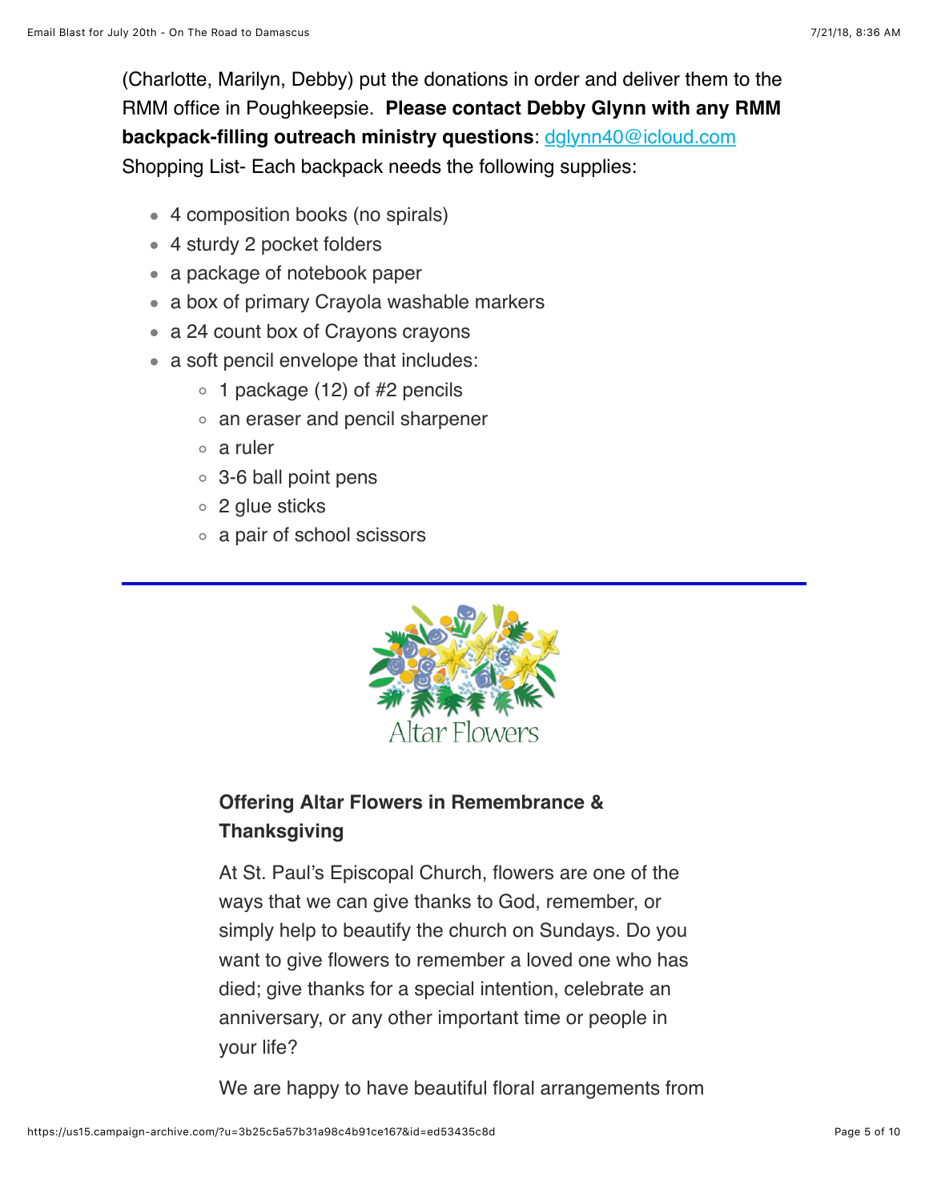(Charlotte, Marilyn, Debby) put the donations in order and deliver them to the RMM office in Poughkeepsie. **Please contact Debby Glynn with any RMM backpack-filling outreach ministry questions**: dglynn40@icloud.com
Shopping List- Each backpack needs the following supplies:

- 4 composition books (no spirals)
- 4 sturdy 2 pocket folders
- a package of notebook paper
- a box of primary Crayola washable markers
- a 24 count box of Crayons crayons
- a soft pencil envelope that includes:
  - 1 package (12) of #2 pencils
  - an eraser and pencil sharpener
  - a ruler
  - 3-6 ball point pens
  - 2 glue sticks
  - a pair of school scissors

---

Altar Flowers

### Offering Altar Flowers in Remembrance & Thanksgiving

At St. Paul's Episcopal Church, flowers are one of the ways that we can give thanks to God, remember, or simply help to beautify the church on Sundays. Do you want to give flowers to remember a loved one who has died; give thanks for a special intention, celebrate an anniversary, or any other important time or people in your life?

We are happy to have beautiful floral arrangements from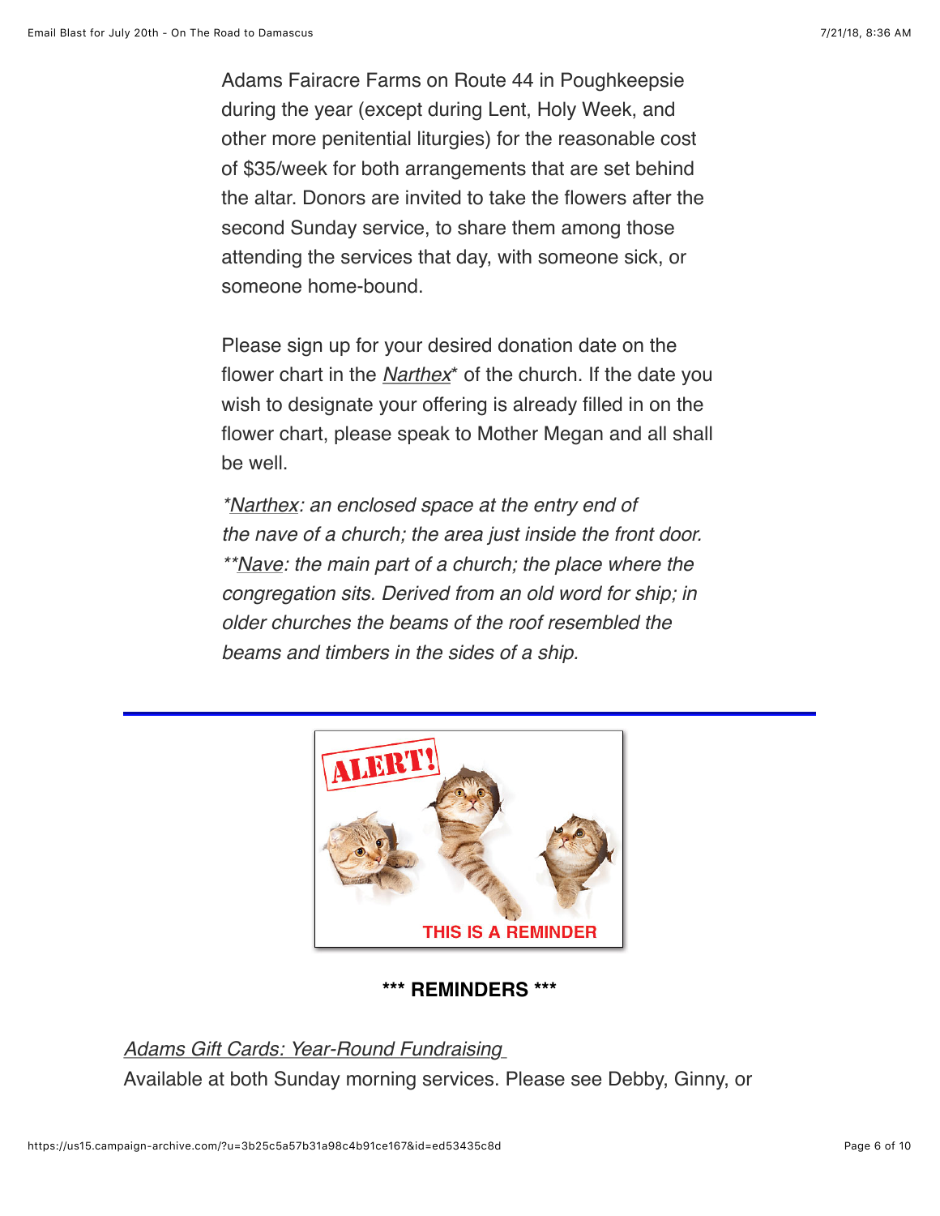Adams Fairacre Farms on Route 44 in Poughkeepsie during the year (except during Lent, Holy Week, and other more penitential liturgies) for the reasonable cost of $35/week for both arrangements that are set behind the altar. Donors are invited to take the flowers after the second Sunday service, to share them among those attending the services that day, with someone sick, or someone home-bound.

Please sign up for your desired donation date on the flower chart in the *Narthex** of the church. If the date you wish to designate your offering is already filled in on the flower chart, please speak to Mother Megan and all shall be well.

**Narthex: an enclosed space at the entry end of the nave of a church; the area just inside the front door.*
*\*\*Nave: the main part of a church; the place where the congregation sits. Derived from an old word for ship; in older churches the beams of the roof resembled the beams and timbers in the sides of a ship.*

---

**\*\*\* REMINDERS \*\*\***

*Adams Gift Cards: Year-Round Fundraising*
Available at both Sunday morning services. Please see Debby, Ginny, or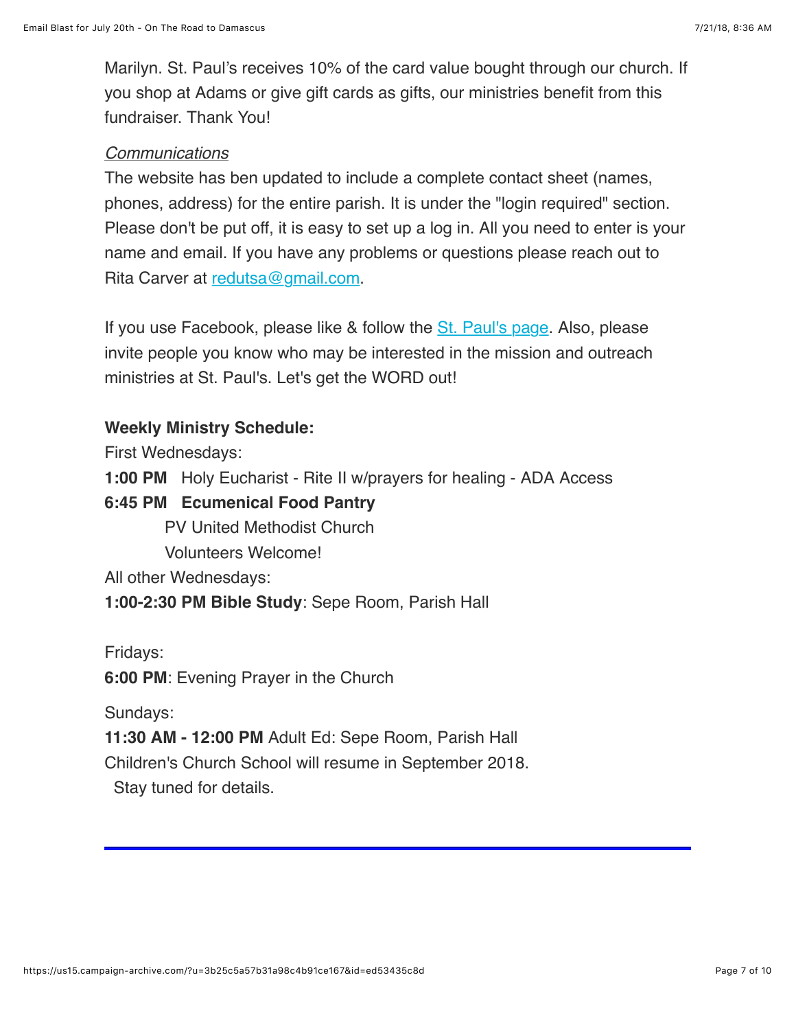Marilyn. St. Paul's receives 10% of the card value bought through our church. If you shop at Adams or give gift cards as gifts, our ministries benefit from this fundraiser. Thank You!

*Communications*

The website has ben updated to include a complete contact sheet (names, phones, address) for the entire parish. It is under the "login required" section. Please don't be put off, it is easy to set up a log in. All you need to enter is your name and email. If you have any problems or questions please reach out to Rita Carver at redutsa@gmail.com.

If you use Facebook, please like & follow the St. Paul's page. Also, please invite people you know who may be interested in the mission and outreach ministries at St. Paul's. Let's get the WORD out!

**Weekly Ministry Schedule:**

First Wednesdays:

**1:00 PM** Holy Eucharist - Rite II w/prayers for healing - ADA Access

**6:45 PM Ecumenical Food Pantry**

PV United Methodist Church

Volunteers Welcome!

All other Wednesdays:

**1:00-2:30 PM Bible Study**: Sepe Room, Parish Hall

Fridays:

**6:00 PM**: Evening Prayer in the Church

Sundays:

**11:30 AM - 12:00 PM** Adult Ed: Sepe Room, Parish Hall

Children's Church School will resume in September 2018.

Stay tuned for details.

---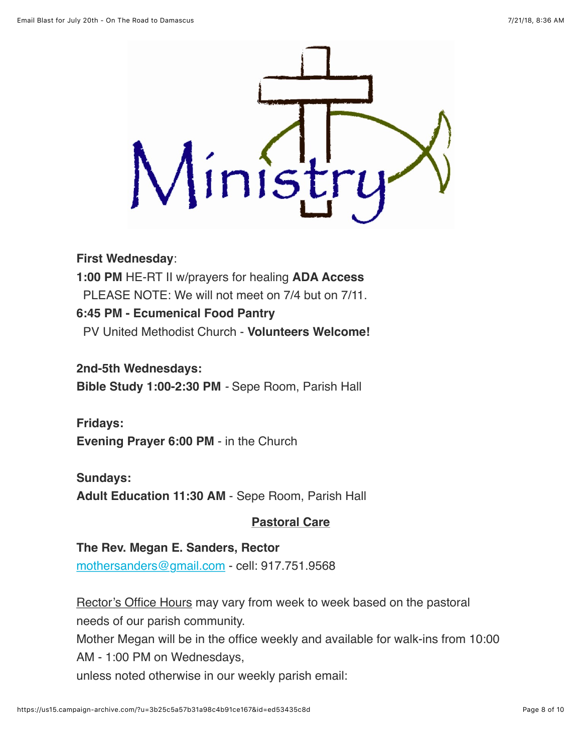**First Wednesday**:

**1:00 PM** HE-RT II w/prayers for healing **ADA Access**

PLEASE NOTE: We will not meet on 7/4 but on 7/11.

**6:45 PM - Ecumenical Food Pantry**

PV United Methodist Church - **Volunteers Welcome!**

**2nd-5th Wednesdays:**

**Bible Study 1:00-2:30 PM** - Sepe Room, Parish Hall

**Fridays:**

**Evening Prayer 6:00 PM** - in the Church

**Sundays:**

**Adult Education 11:30 AM** - Sepe Room, Parish Hall

## Pastoral Care

**The Rev. Megan E. Sanders, Rector**

mothersanders@gmail.com - cell: 917.751.9568

Rector's Office Hours may vary from week to week based on the pastoral needs of our parish community.

Mother Megan will be in the office weekly and available for walk-ins from 10:00 AM - 1:00 PM on Wednesdays,

unless noted otherwise in our weekly parish email: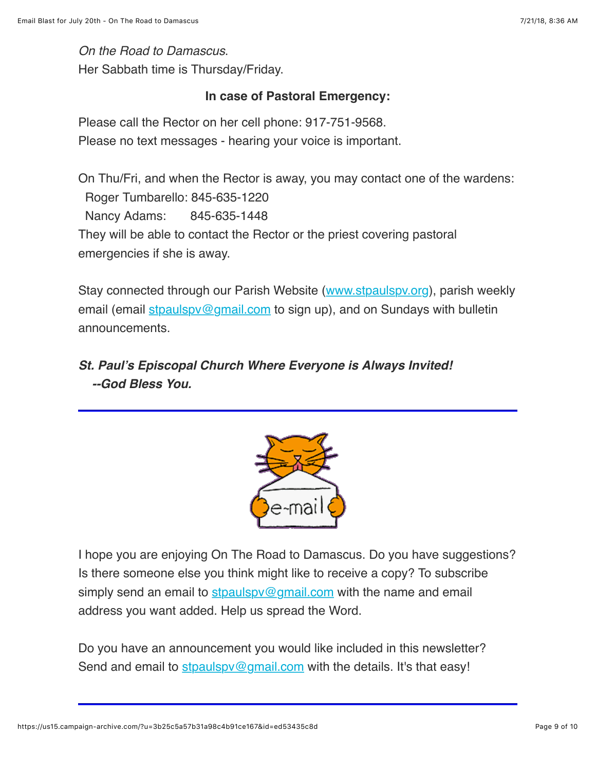*On the Road to Damascus*.
Her Sabbath time is Thursday/Friday.

**In case of Pastoral Emergency:**

Please call the Rector on her cell phone: 917-751-9568.
Please no text messages - hearing your voice is important.

On Thu/Fri, and when the Rector is away, you may contact one of the wardens:
Roger Tumbarello: 845-635-1220
Nancy Adams: 845-635-1448
They will be able to contact the Rector or the priest covering pastoral emergencies if she is away.

Stay connected through our Parish Website (www.stpaulspv.org), parish weekly email (email stpaulspv@gmail.com to sign up), and on Sundays with bulletin announcements.

***St. Paul's Episcopal Church Where Everyone is Always Invited!***
***--God Bless You.***

---

I hope you are enjoying On The Road to Damascus. Do you have suggestions? Is there someone else you think might like to receive a copy? To subscribe simply send an email to stpaulspv@gmail.com with the name and email address you want added. Help us spread the Word.

Do you have an announcement you would like included in this newsletter? Send and email to stpaulspv@gmail.com with the details. It's that easy!

---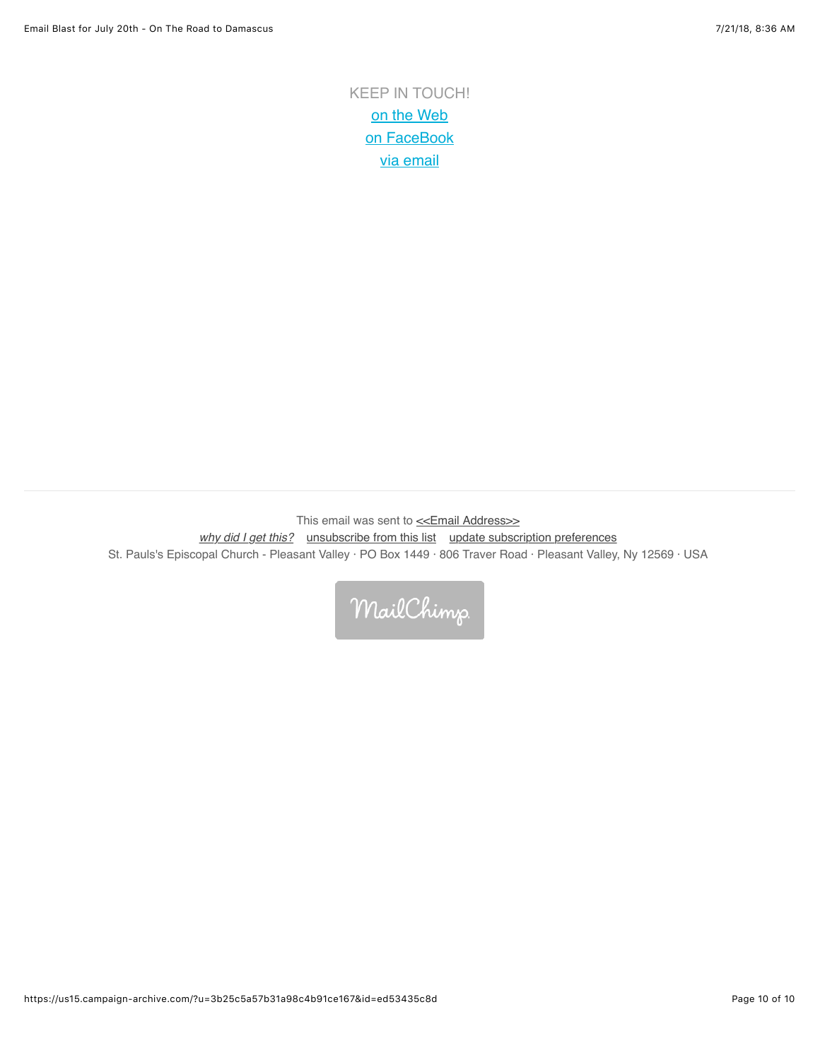KEEP IN TOUCH!

on the Web

on FaceBook

via email

---

This email was sent to <<Email Address>>

*why did I get this?* unsubscribe from this list update subscription preferences

St. Pauls's Episcopal Church - Pleasant Valley · PO Box 1449 · 806 Traver Road · Pleasant Valley, Ny 12569 · USA

MailChimp